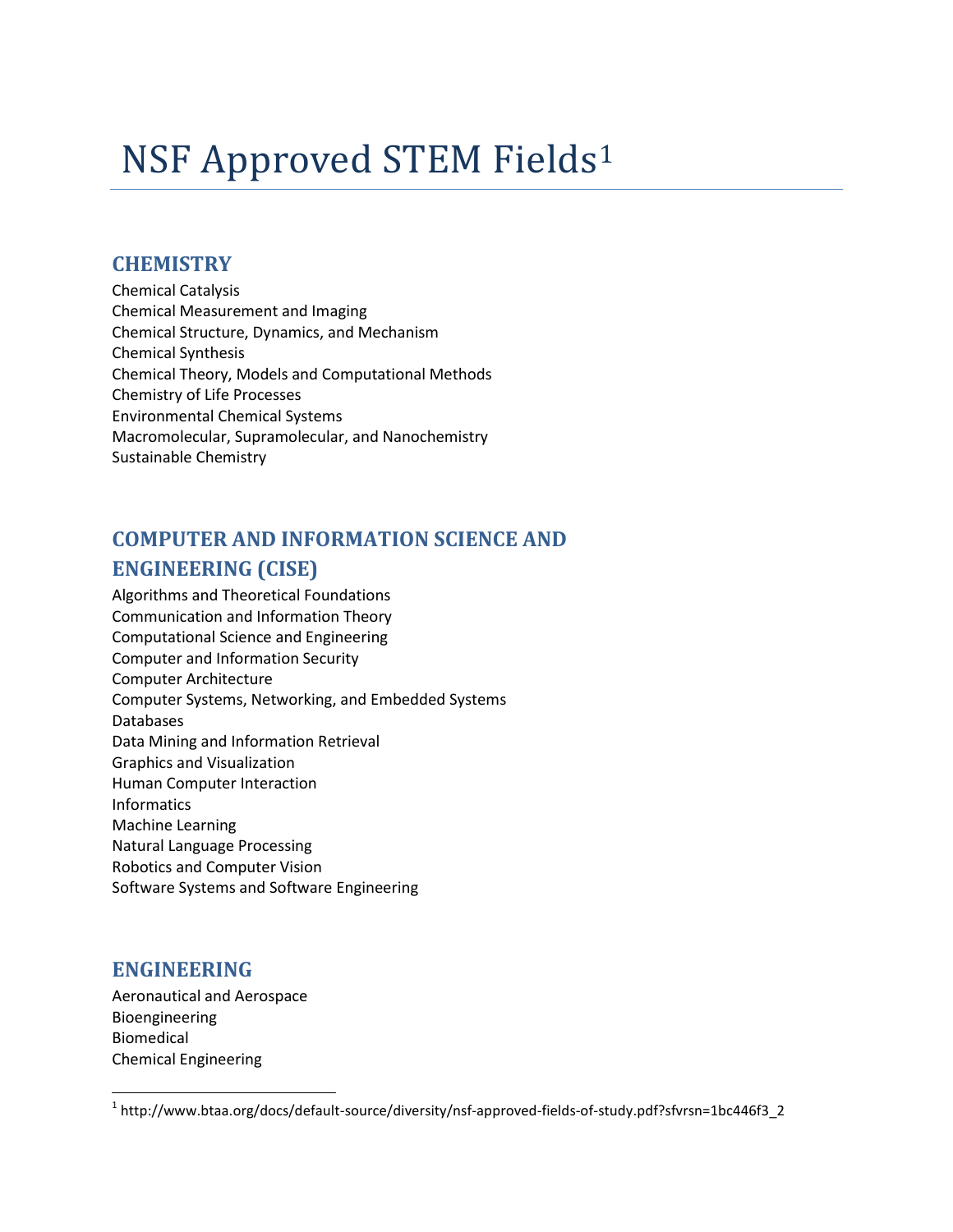# NSF Approved STEM Fields[1]

## CHEMISTRY

Chemical Catalysis
Chemical Measurement and Imaging
Chemical Structure, Dynamics, and Mechanism
Chemical Synthesis
Chemical Theory, Models and Computational Methods
Chemistry of Life Processes
Environmental Chemical Systems
Macromolecular, Supramolecular, and Nanochemistry
Sustainable Chemistry

## COMPUTER AND INFORMATION SCIENCE AND ENGINEERING (CISE)

Algorithms and Theoretical Foundations
Communication and Information Theory
Computational Science and Engineering
Computer and Information Security
Computer Architecture
Computer Systems, Networking, and Embedded Systems
Databases
Data Mining and Information Retrieval
Graphics and Visualization
Human Computer Interaction
Informatics
Machine Learning
Natural Language Processing
Robotics and Computer Vision
Software Systems and Software Engineering

## ENGINEERING

Aeronautical and Aerospace
Bioengineering
Biomedical
Chemical Engineering

---

[1] http://www.btaa.org/docs/default-source/diversity/nsf-approved-fields-of-study.pdf?sfvrsn=1bc446f3_2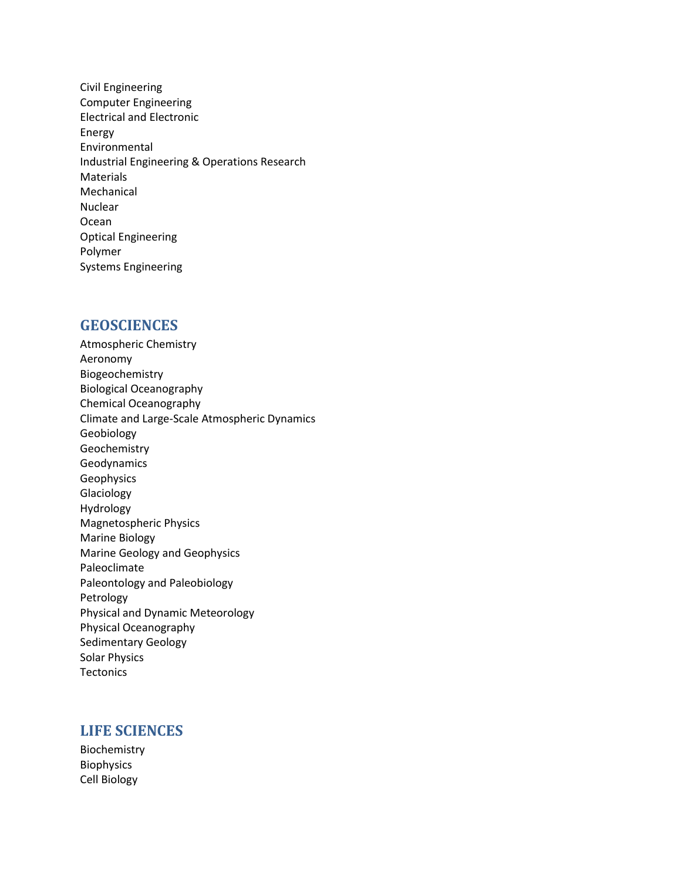Civil Engineering
Computer Engineering
Electrical and Electronic
Energy
Environmental
Industrial Engineering & Operations Research
Materials
Mechanical
Nuclear
Ocean
Optical Engineering
Polymer
Systems Engineering

## GEOSCIENCES

Atmospheric Chemistry
Aeronomy
Biogeochemistry
Biological Oceanography
Chemical Oceanography
Climate and Large-Scale Atmospheric Dynamics
Geobiology
Geochemistry
Geodynamics
Geophysics
Glaciology
Hydrology
Magnetospheric Physics
Marine Biology
Marine Geology and Geophysics
Paleoclimate
Paleontology and Paleobiology
Petrology
Physical and Dynamic Meteorology
Physical Oceanography
Sedimentary Geology
Solar Physics
Tectonics

## LIFE SCIENCES

Biochemistry
Biophysics
Cell Biology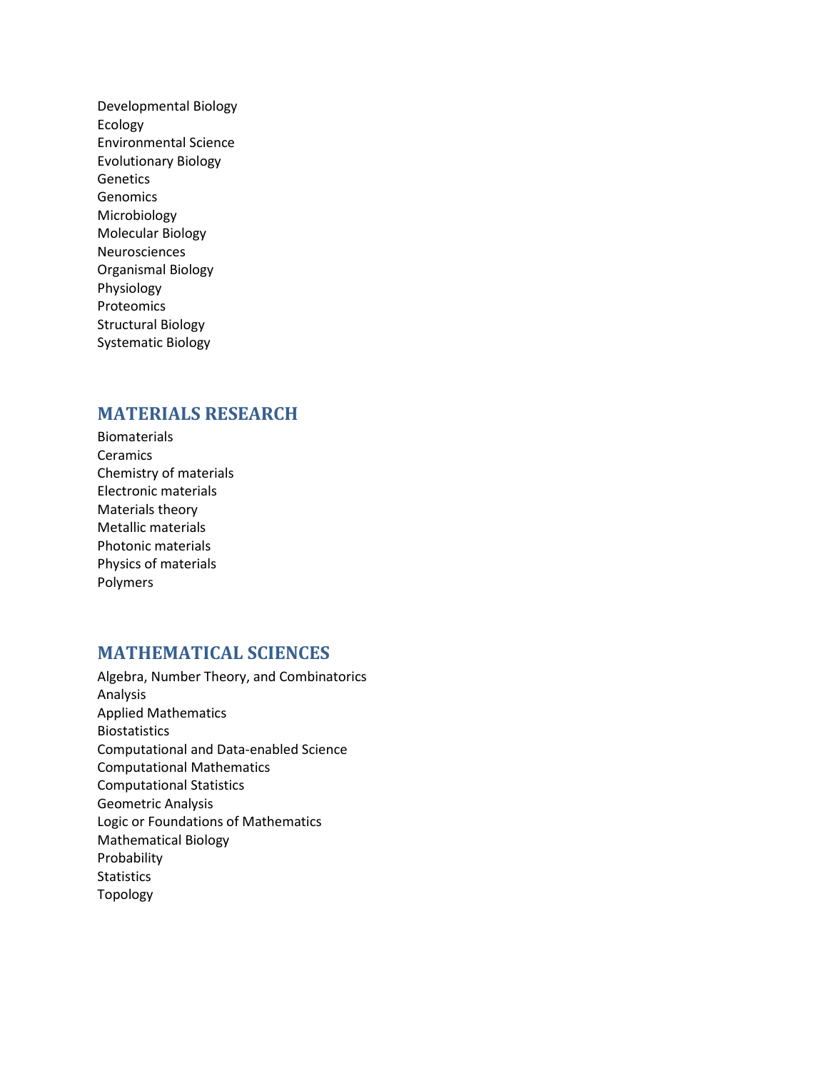Developmental Biology
Ecology
Environmental Science
Evolutionary Biology
Genetics
Genomics
Microbiology
Molecular Biology
Neurosciences
Organismal Biology
Physiology
Proteomics
Structural Biology
Systematic Biology

## MATERIALS RESEARCH

Biomaterials
Ceramics
Chemistry of materials
Electronic materials
Materials theory
Metallic materials
Photonic materials
Physics of materials
Polymers

## MATHEMATICAL SCIENCES

Algebra, Number Theory, and Combinatorics
Analysis
Applied Mathematics
Biostatistics
Computational and Data-enabled Science
Computational Mathematics
Computational Statistics
Geometric Analysis
Logic or Foundations of Mathematics
Mathematical Biology
Probability
Statistics
Topology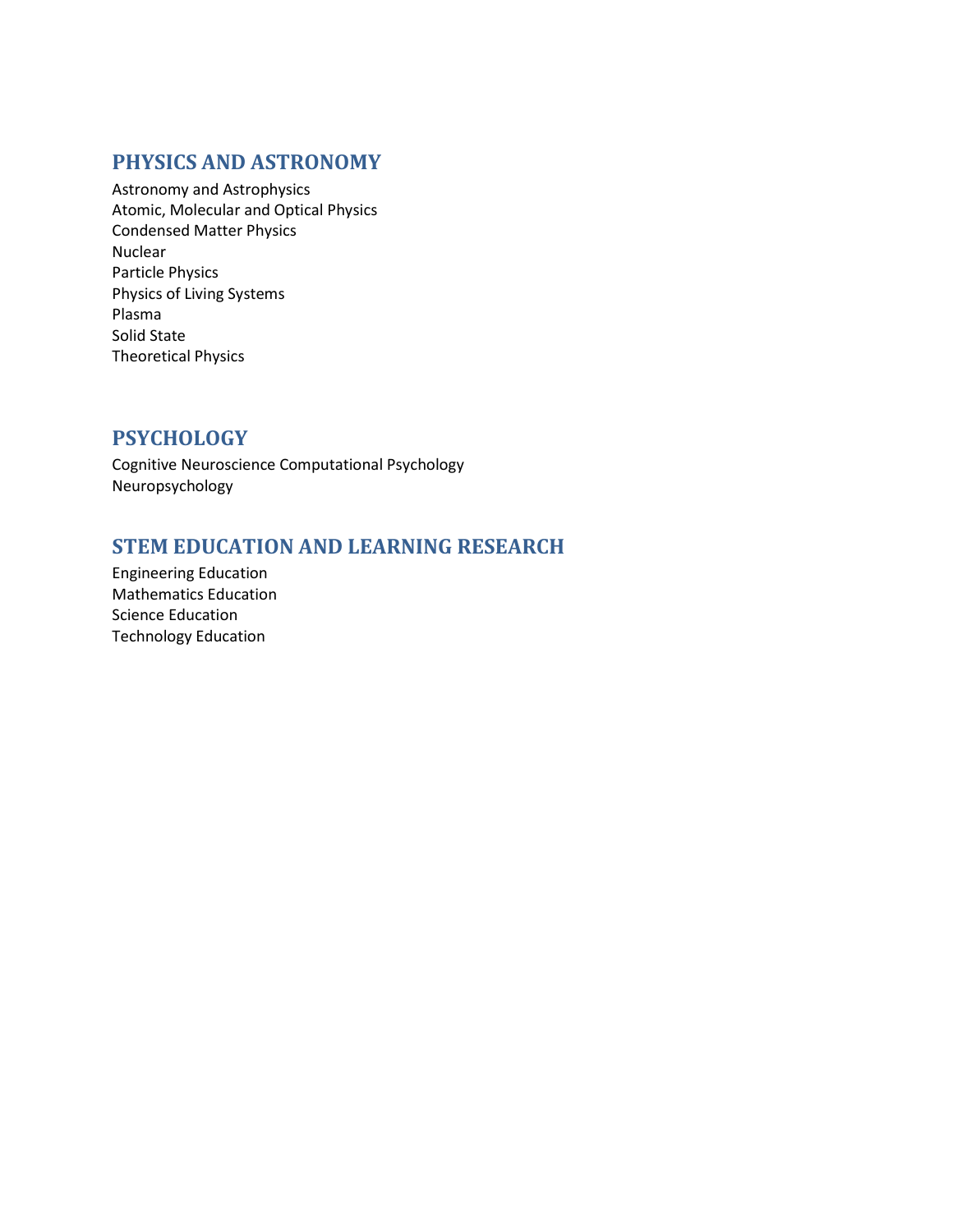## PHYSICS AND ASTRONOMY

Astronomy and Astrophysics
Atomic, Molecular and Optical Physics
Condensed Matter Physics
Nuclear
Particle Physics
Physics of Living Systems
Plasma
Solid State
Theoretical Physics

## PSYCHOLOGY

Cognitive Neuroscience Computational Psychology
Neuropsychology

## STEM EDUCATION AND LEARNING RESEARCH

Engineering Education
Mathematics Education
Science Education
Technology Education